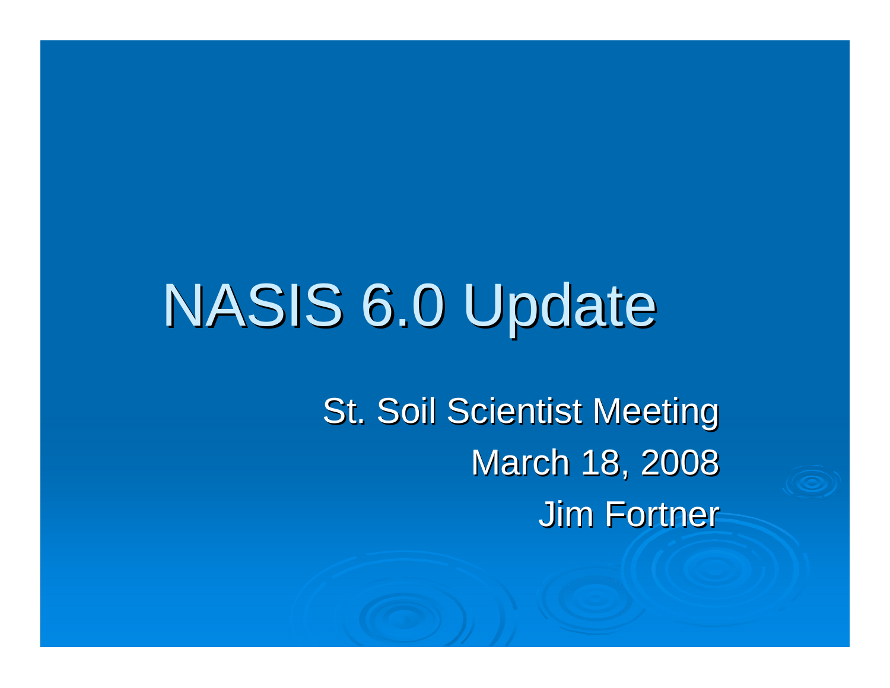# NASIS 6.0 Update

St. Soil Scientist Meeting

March 18, 2008

Jim Fortner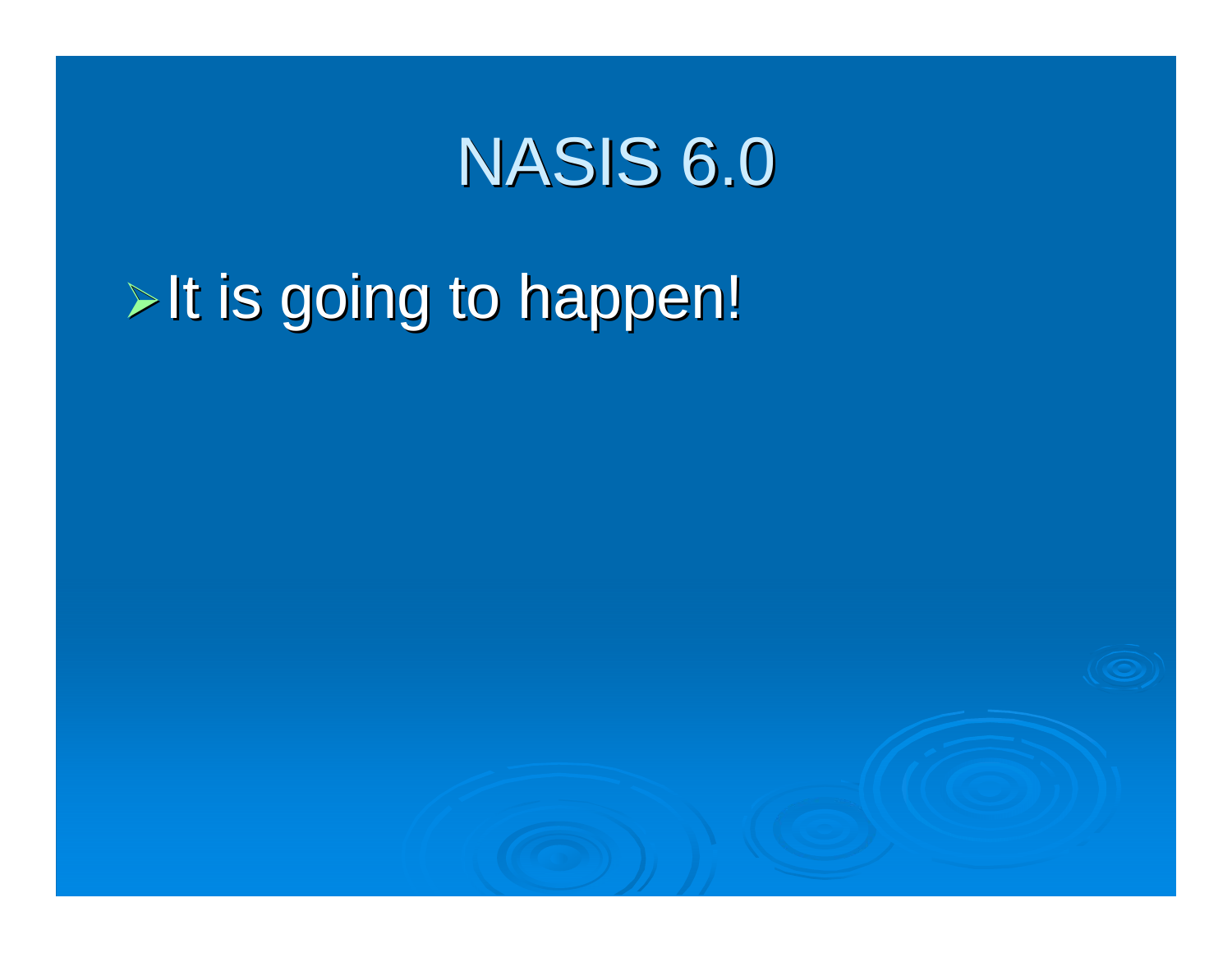# NASIS 6.0

- It is going to happen!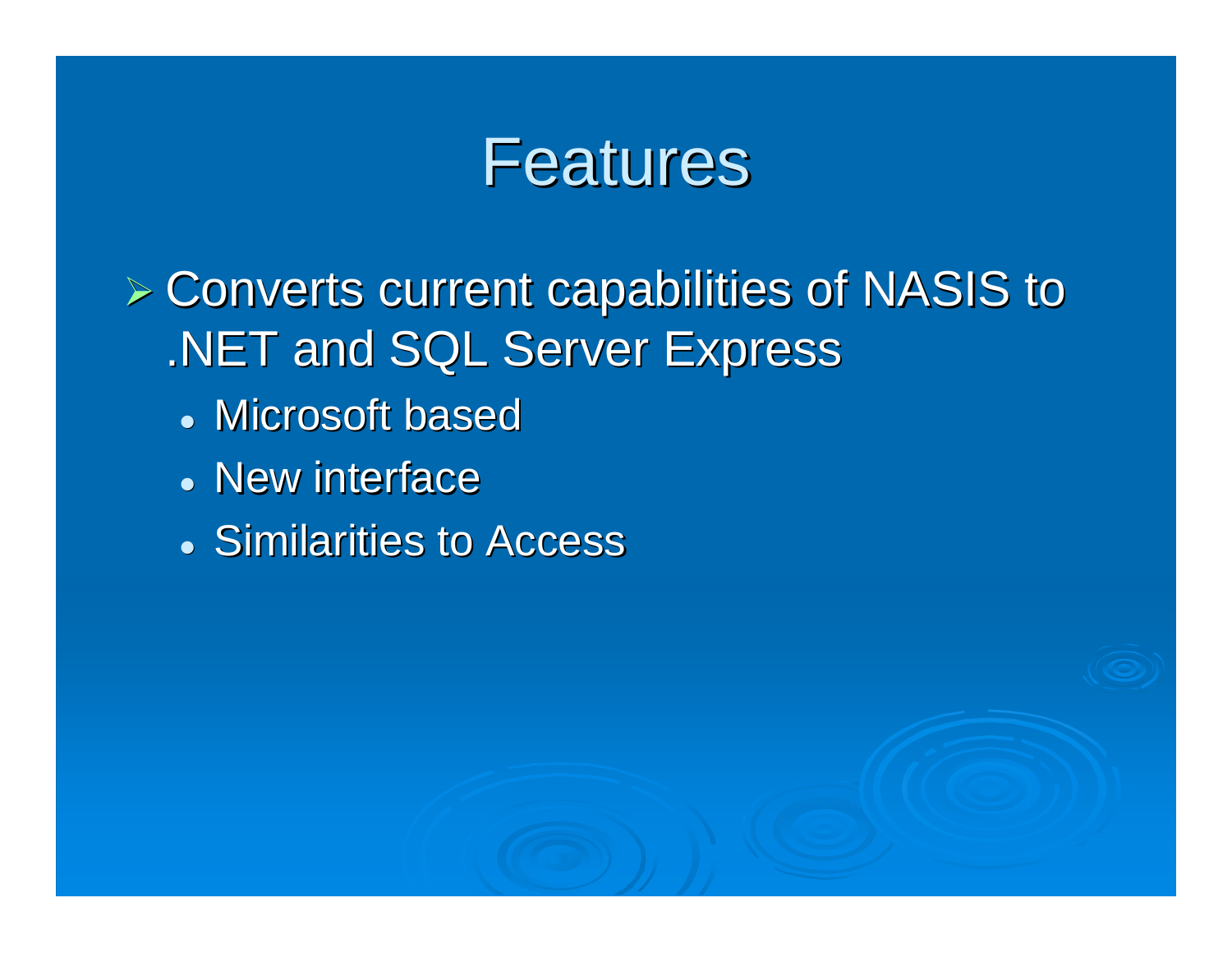# Features

- Converts current capabilities of NASIS to .NET and SQL Server Express
  - Microsoft based
  - New interface
  - Similarities to Access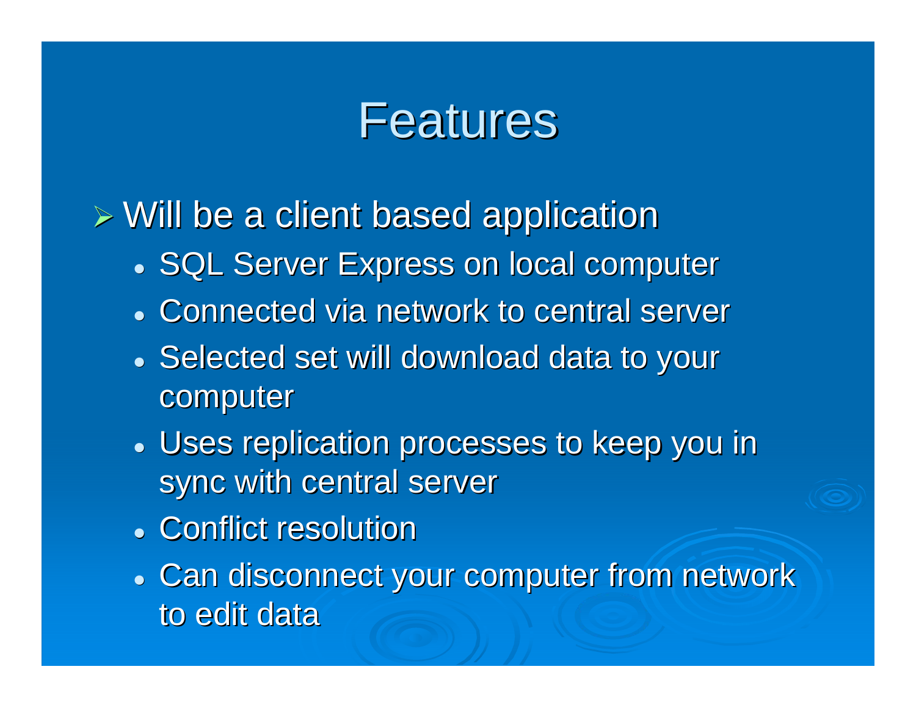# Features

- Will be a client based application
  - SQL Server Express on local computer
  - Connected via network to central server
  - Selected set will download data to your computer
  - Uses replication processes to keep you in sync with central server
  - Conflict resolution
  - Can disconnect your computer from network to edit data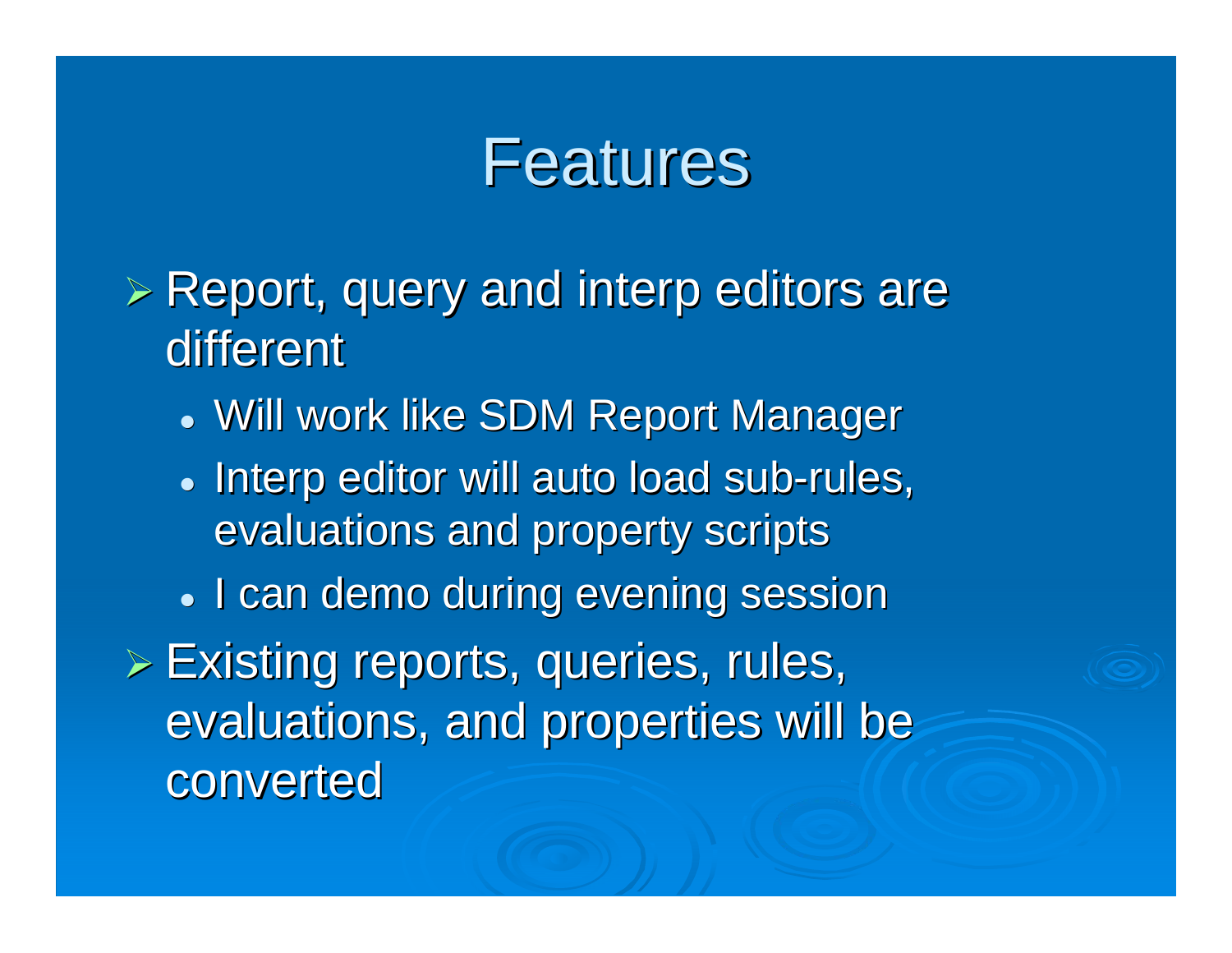# Features

- Report, query and interp editors are different
  - Will work like SDM Report Manager
  - Interp editor will auto load sub-rules, evaluations and property scripts
  - I can demo during evening session
- Existing reports, queries, rules, evaluations, and properties will be converted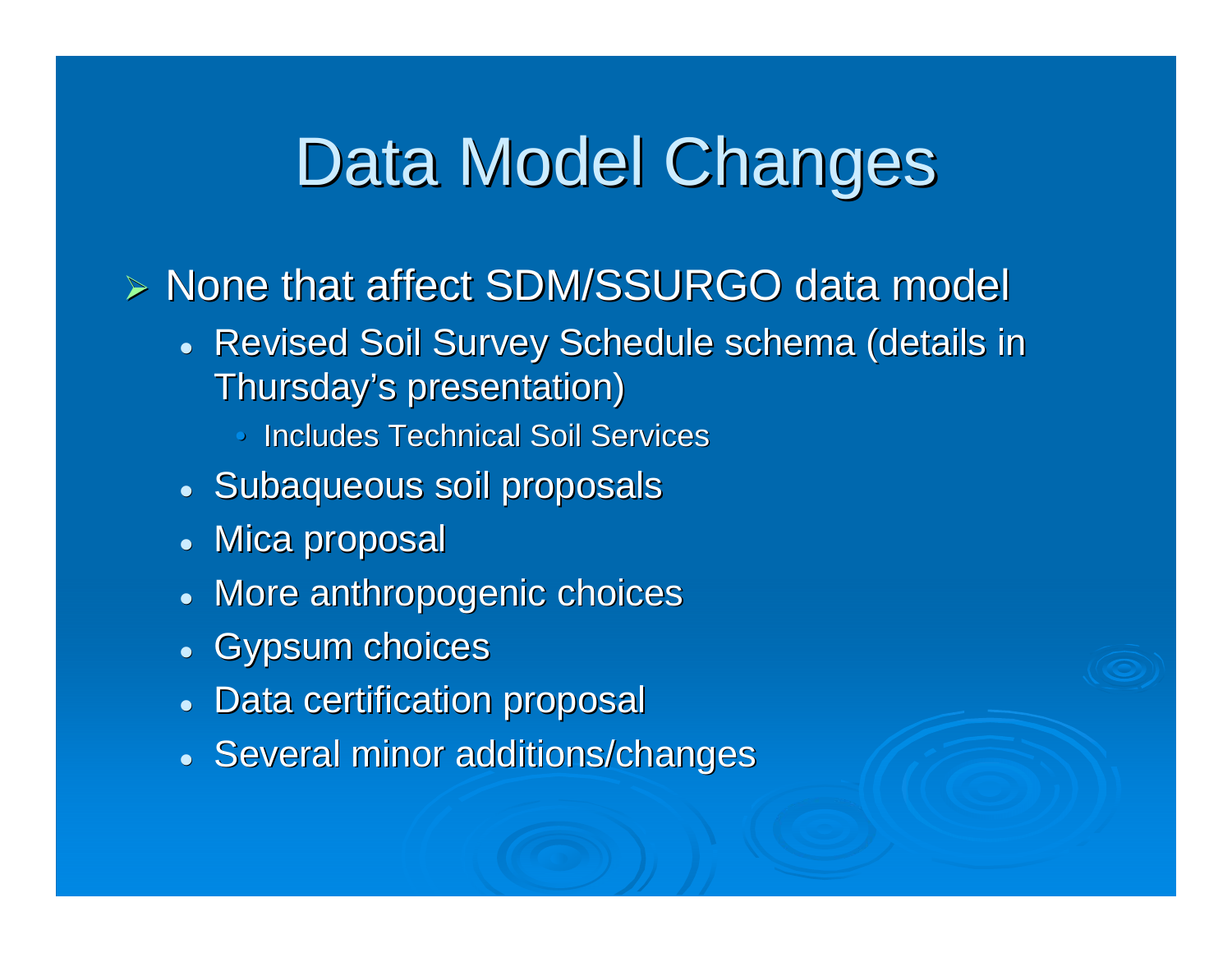# Data Model Changes

- None that affect SDM/SSURGO data model
  - Revised Soil Survey Schedule schema (details in Thursday's presentation)
    - Includes Technical Soil Services
  - Subaqueous soil proposals
  - Mica proposal
  - More anthropogenic choices
  - Gypsum choices
  - Data certification proposal
  - Several minor additions/changes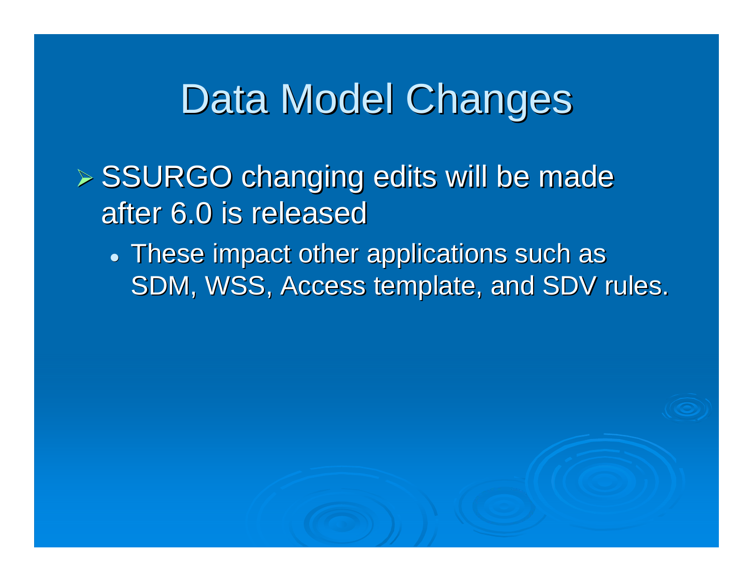# Data Model Changes

- SSURGO changing edits will be made after 6.0 is released
  - These impact other applications such as SDM, WSS, Access template, and SDV rules.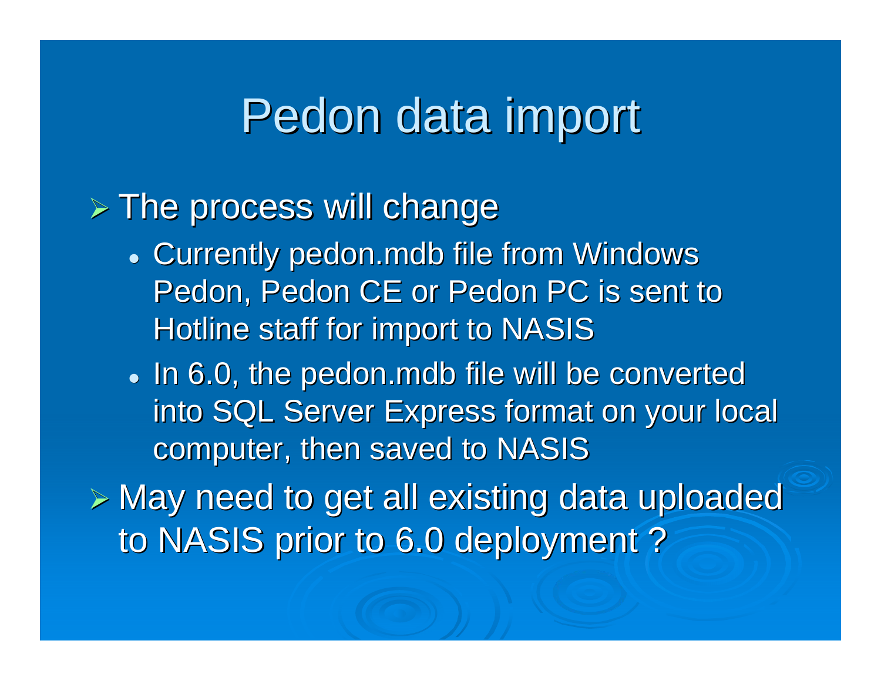# Pedon data import

- The process will change
  - Currently pedon.mdb file from Windows Pedon, Pedon CE or Pedon PC is sent to Hotline staff for import to NASIS
  - In 6.0, the pedon.mdb file will be converted into SQL Server Express format on your local computer, then saved to NASIS
- May need to get all existing data uploaded to NASIS prior to 6.0 deployment ?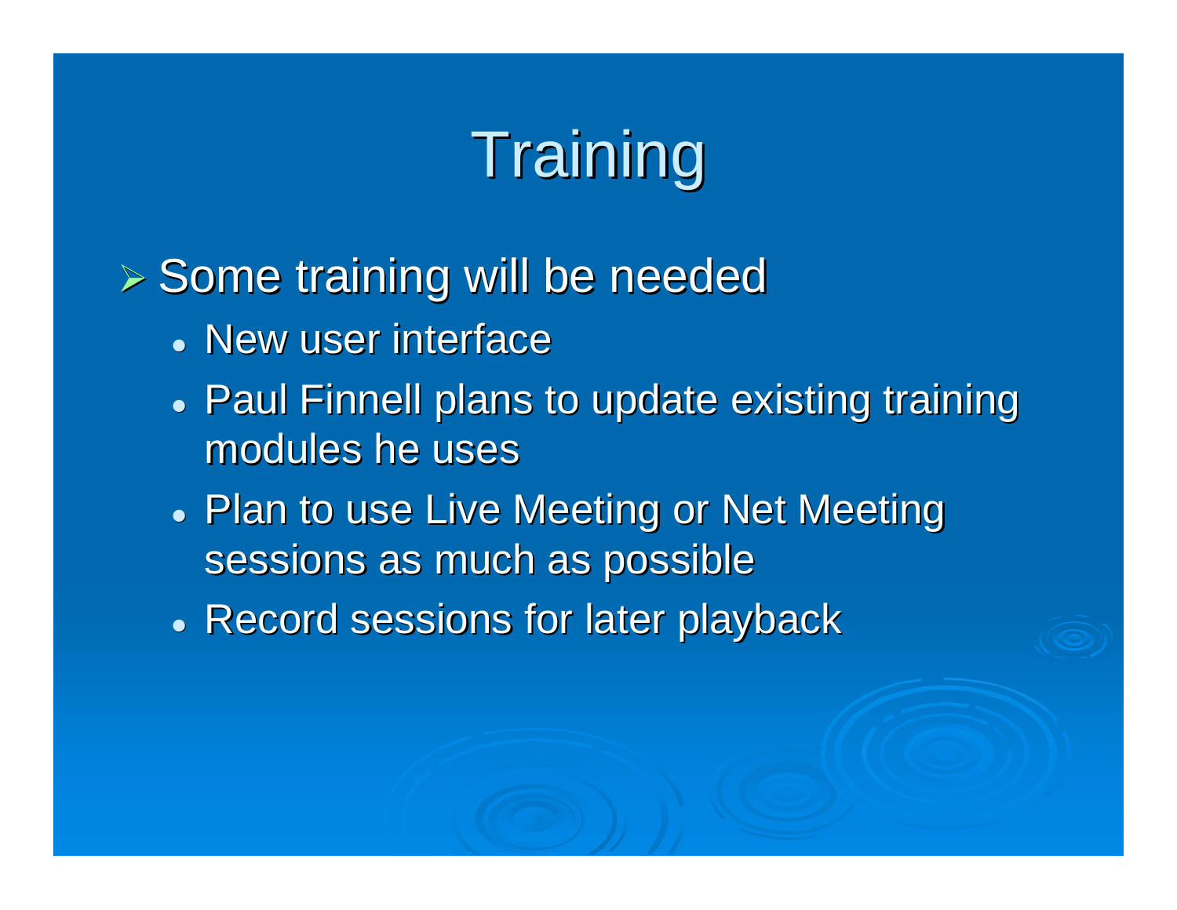# Training

- Some training will be needed
  - New user interface
  - Paul Finnell plans to update existing training modules he uses
  - Plan to use Live Meeting or Net Meeting sessions as much as possible
  - Record sessions for later playback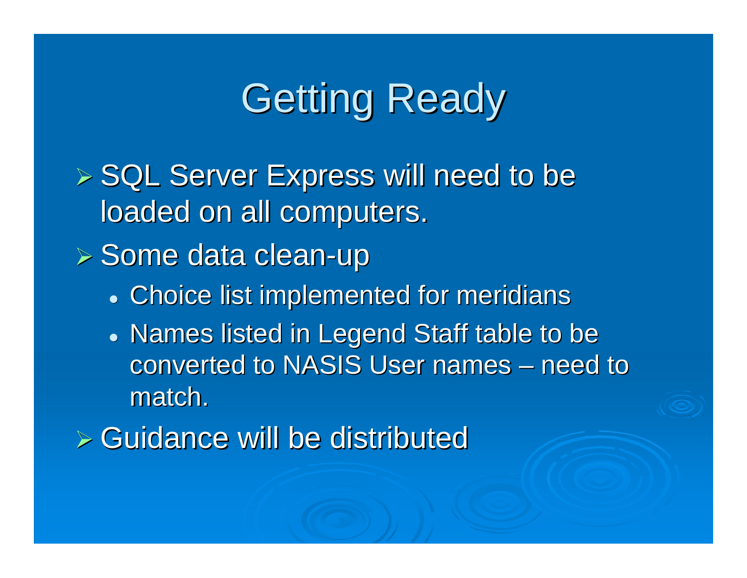# Getting Ready

- SQL Server Express will need to be loaded on all computers.
- Some data clean-up
  - Choice list implemented for meridians
  - Names listed in Legend Staff table to be converted to NASIS User names – need to match.
- Guidance will be distributed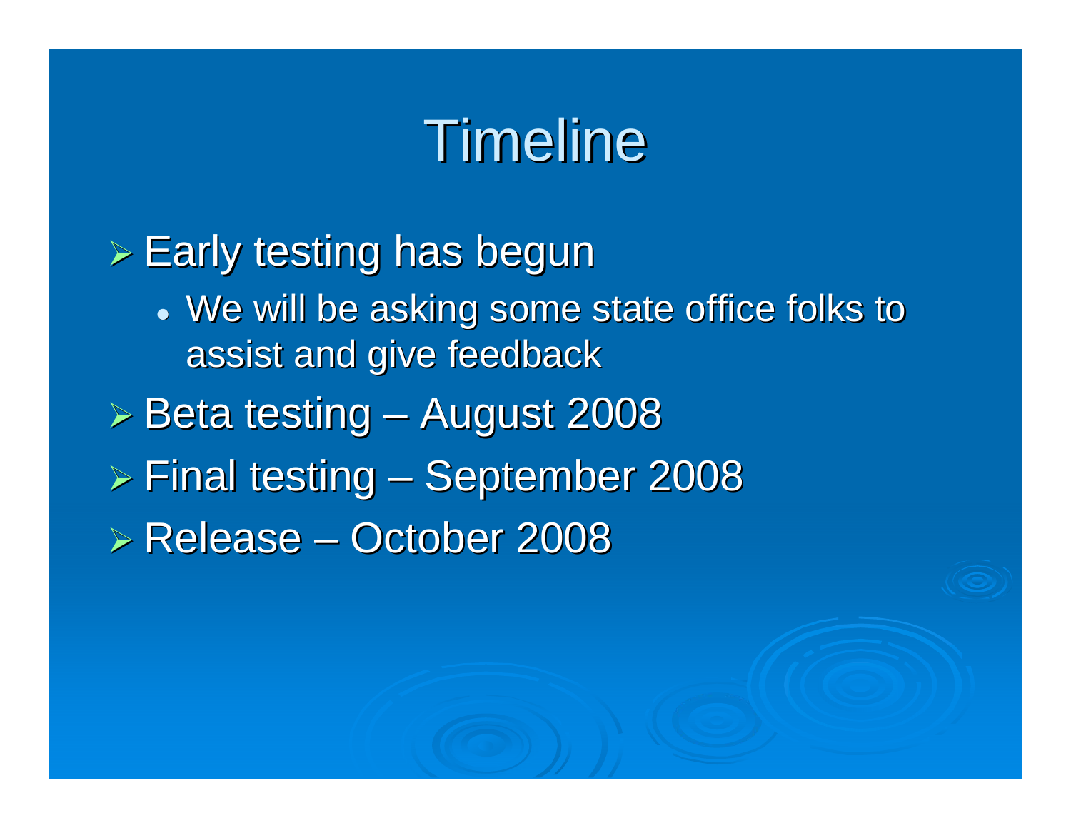# Timeline

- Early testing has begun
  - We will be asking some state office folks to assist and give feedback
- Beta testing – August 2008
- Final testing – September 2008
- Release – October 2008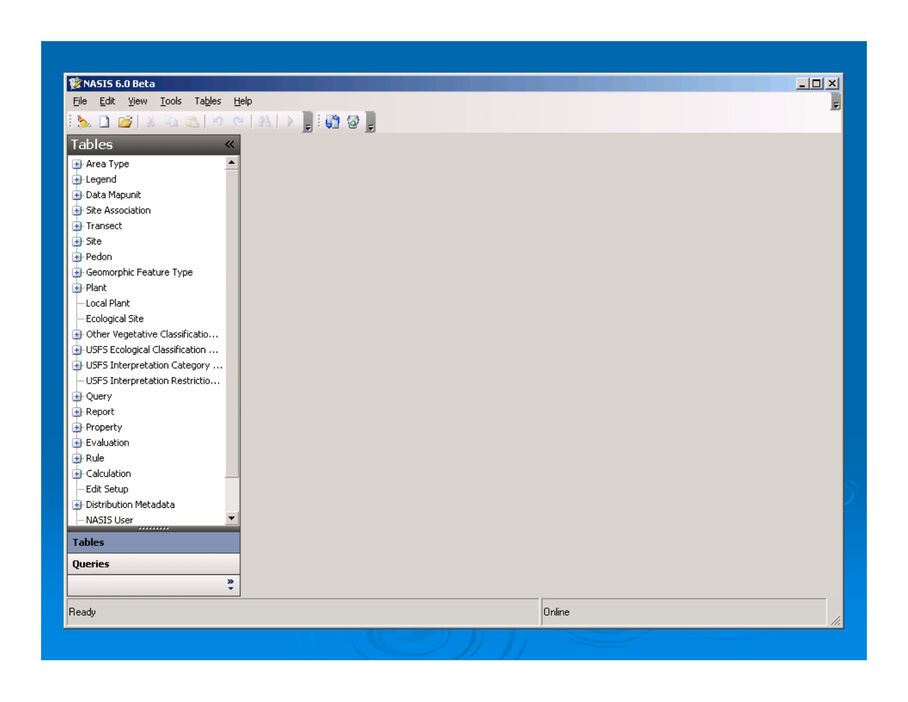NASIS 6.0 Beta

File Edit View Tools Tables Help

**Tables**

- Area Type
- Legend
- Data Mapunit
- Site Association
- Transect
- Site
- Pedon
- Geomorphic Feature Type
- Plant
- Local Plant
- Ecological Site
- Other Vegetative Classificatio…
- USFS Ecological Classification …
- USFS Interpretation Category …
- USFS Interpretation Restrictio…
- Query
- Report
- Property
- Evaluation
- Rule
- Calculation
- Edit Setup
- Distribution Metadata
- NASIS User

**Tables**

**Queries**

Ready | Online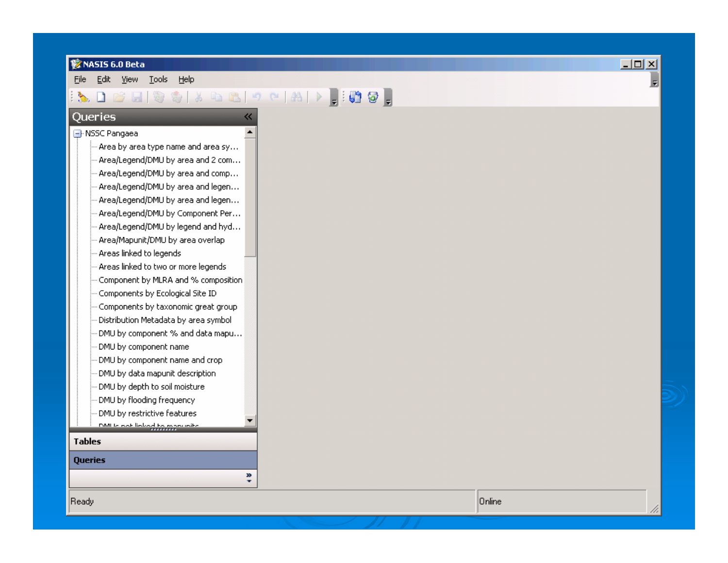NASIS 6.0 Beta

File Edit View Tools Help

## Queries

- NSSC Pangaea
  - Area by area type name and area sy…
  - Area/Legend/DMU by area and 2 com…
  - Area/Legend/DMU by area and comp…
  - Area/Legend/DMU by area and legen…
  - Area/Legend/DMU by area and legen…
  - Area/Legend/DMU by Component Per…
  - Area/Legend/DMU by legend and hyd…
  - Area/Mapunit/DMU by area overlap
  - Areas linked to legends
  - Areas linked to two or more legends
  - Component by MLRA and % composition
  - Components by Ecological Site ID
  - Components by taxonomic great group
  - Distribution Metadata by area symbol
  - DMU by component % and data mapu…
  - DMU by component name
  - DMU by component name and crop
  - DMU by data mapunit description
  - DMU by depth to soil moisture
  - DMU by flooding frequency
  - DMU by restrictive features
  - DMUs not linked to mapunits

**Tables**

**Queries**

Ready

Online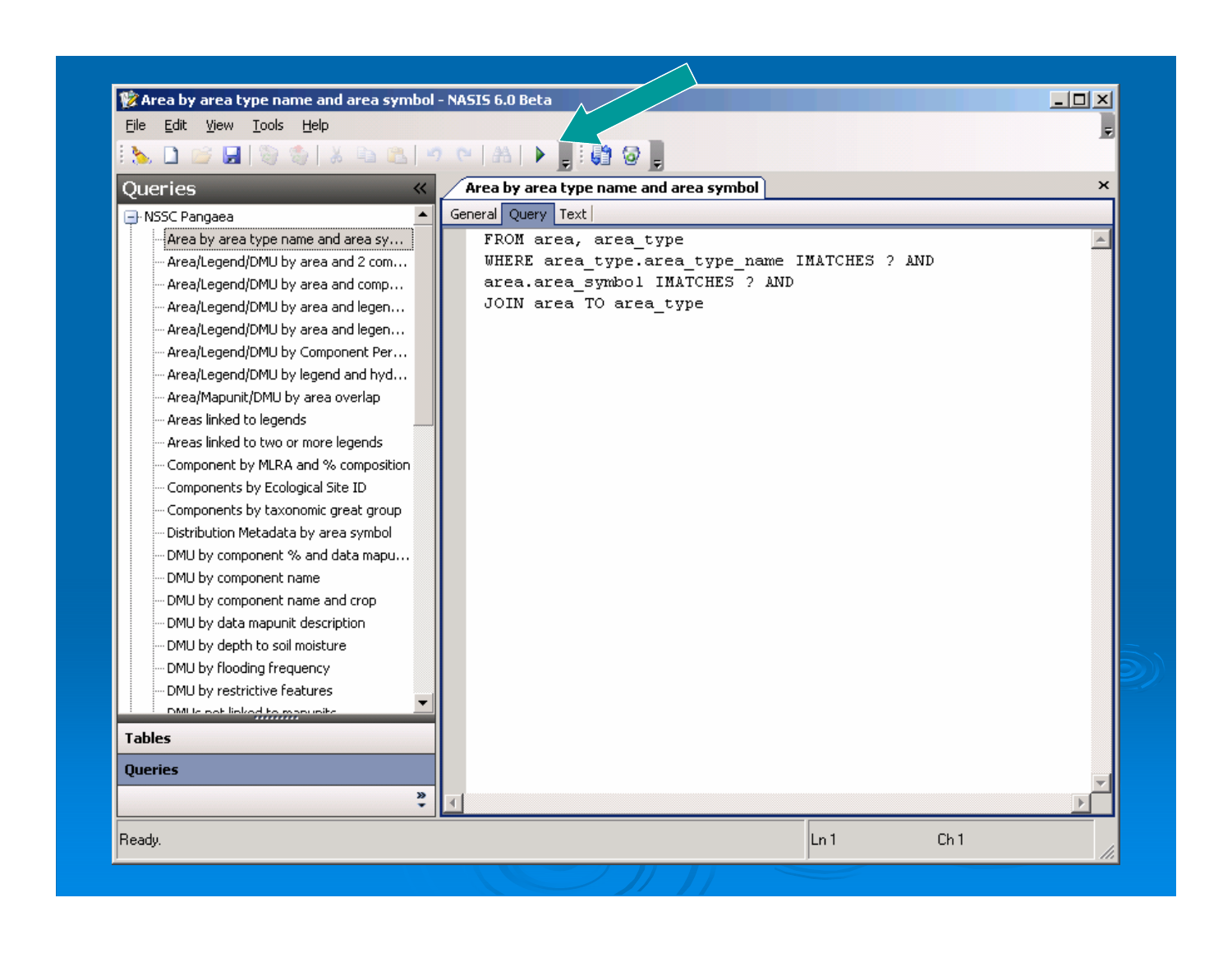Area by area type name and area symbol - NASIS 6.0 Beta

File Edit View Tools Help

**Queries**

- NSSC Pangaea
  - Area by area type name and area sy...
  - Area/Legend/DMU by area and 2 com...
  - Area/Legend/DMU by area and comp...
  - Area/Legend/DMU by area and legen...
  - Area/Legend/DMU by area and legen...
  - Area/Legend/DMU by Component Per...
  - Area/Legend/DMU by legend and hyd...
  - Area/Mapunit/DMU by area overlap
  - Areas linked to legends
  - Areas linked to two or more legends
  - Component by MLRA and % composition
  - Components by Ecological Site ID
  - Components by taxonomic great group
  - Distribution Metadata by area symbol
  - DMU by component % and data mapu...
  - DMU by component name
  - DMU by component name and crop
  - DMU by data mapunit description
  - DMU by depth to soil moisture
  - DMU by flooding frequency
  - DMU by restrictive features

**Tables**

**Queries**

**Area by area type name and area symbol**

General | Query | Text

```
FROM area, area_type
WHERE area_type.area_type_name IMATCHES ? AND
area.area_symbol IMATCHES ? AND
JOIN area TO area_type
```

Ready. | Ln 1 | Ch 1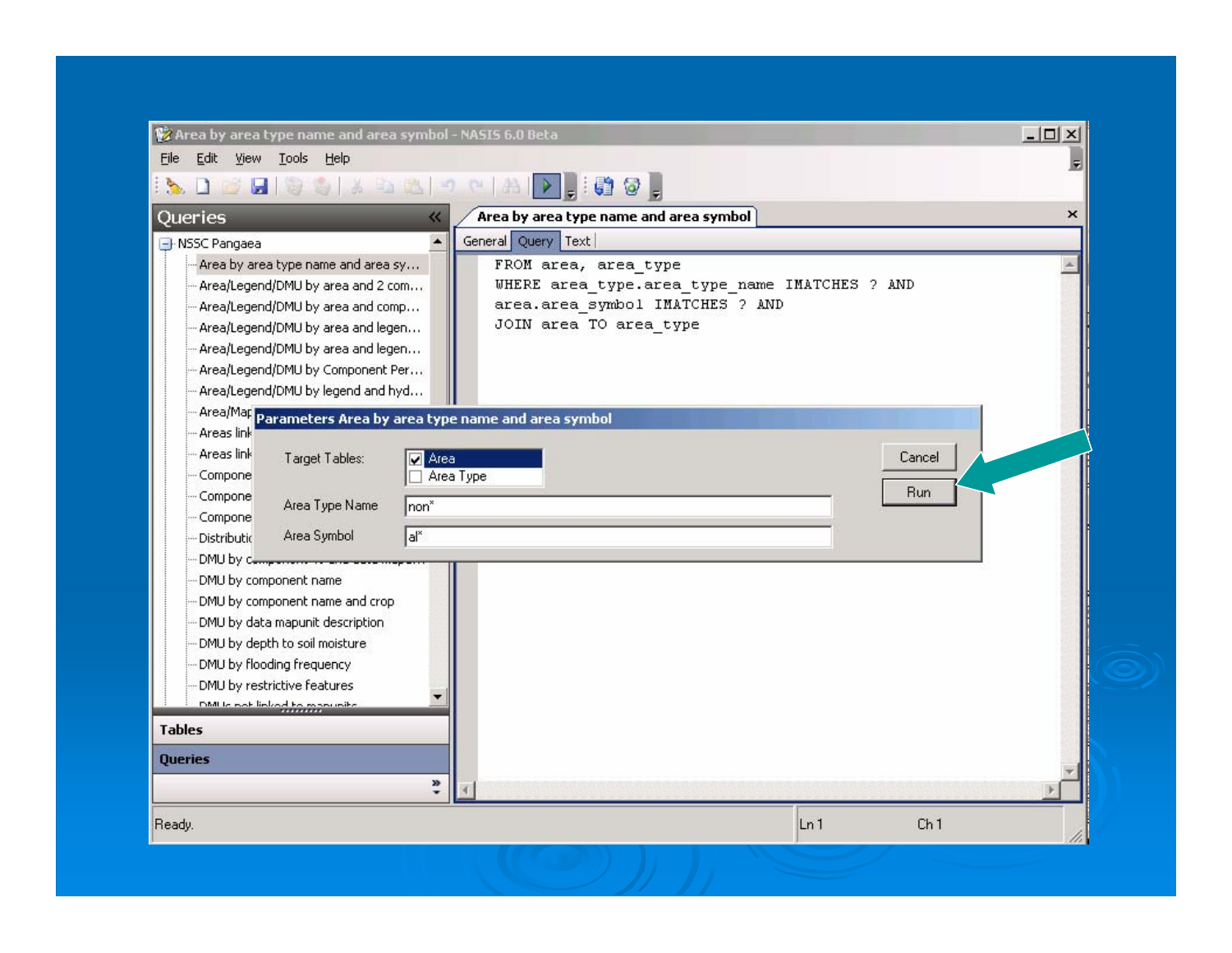# Area by area type name and area symbol - NASIS 6.0 Beta

File Edit View Tools Help

**Queries**

- NSSC Pangaea
  - Area by area type name and area sy...
  - Area/Legend/DMU by area and 2 com...
  - Area/Legend/DMU by area and comp...
  - Area/Legend/DMU by area and legen...
  - Area/Legend/DMU by area and legen...
  - Area/Legend/DMU by Component Per...
  - Area/Legend/DMU by legend and hyd...
  - Area/Map
  - Areas link
  - Areas link
  - Compone
  - Compone
  - Compone
  - Distributi
  - DMU by c
  - DMU by component name
  - DMU by component name and crop
  - DMU by data mapunit description
  - DMU by depth to soil moisture
  - DMU by flooding frequency
  - DMU by restrictive features

**Tables**

**Queries**

**Area by area type name and area symbol**

General | Query | Text

```
FROM area, area_type
WHERE area_type.area_type_name IMATCHES ? AND
area.area_symbol IMATCHES ? AND
JOIN area TO area_type
```

**Parameters Area by area type name and area symbol**

Target Tables: [x] Area [ ] Area Type

Area Type Name: non*

Area Symbol: al*

Cancel

Run

Ready. Ln 1 Ch 1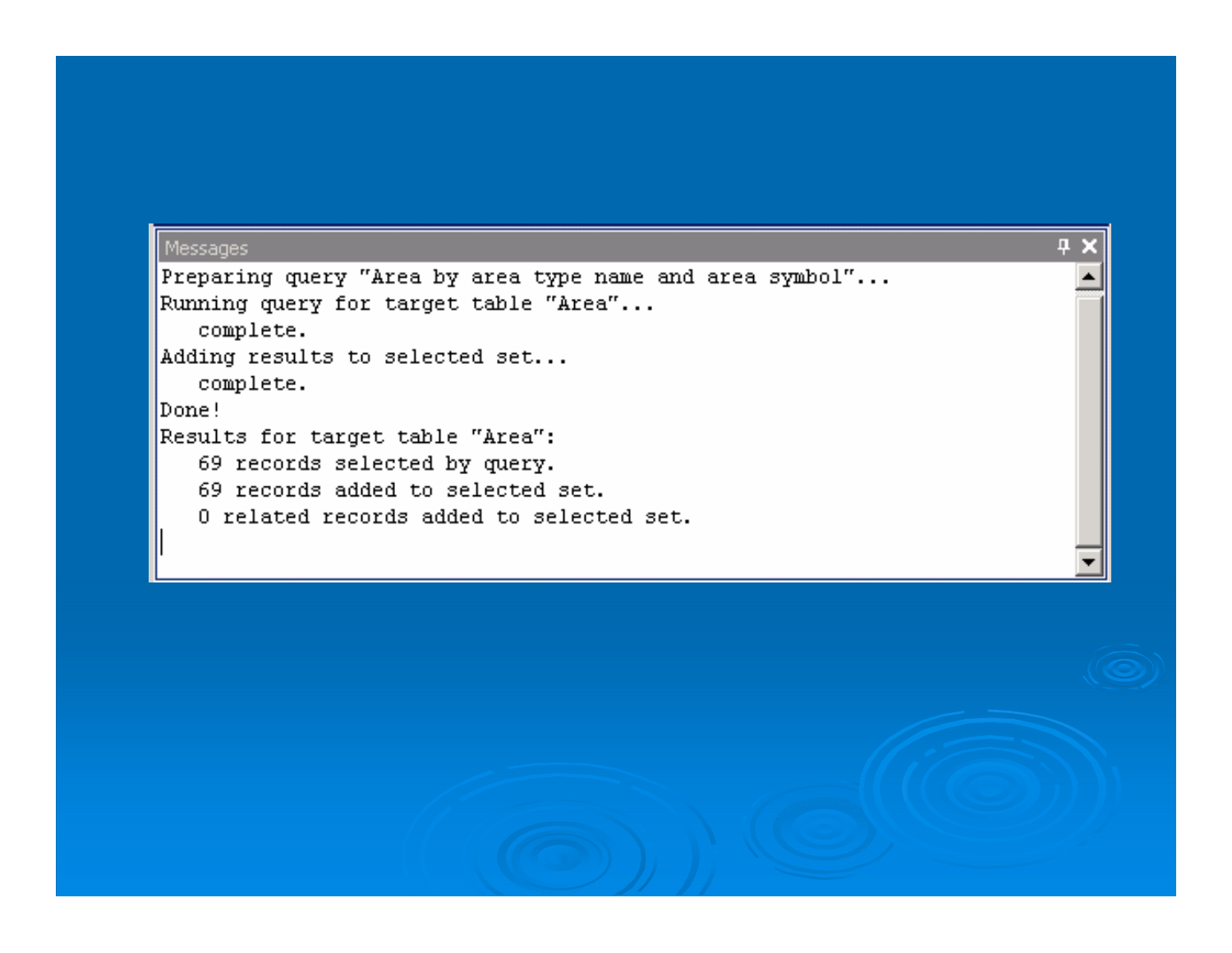Messages

```
Preparing query "Area by area type name and area symbol"...
Running query for target table "Area"...
   complete.
Adding results to selected set...
   complete.
Done!
Results for target table "Area":
   69 records selected by query.
   69 records added to selected set.
   0 related records added to selected set.
```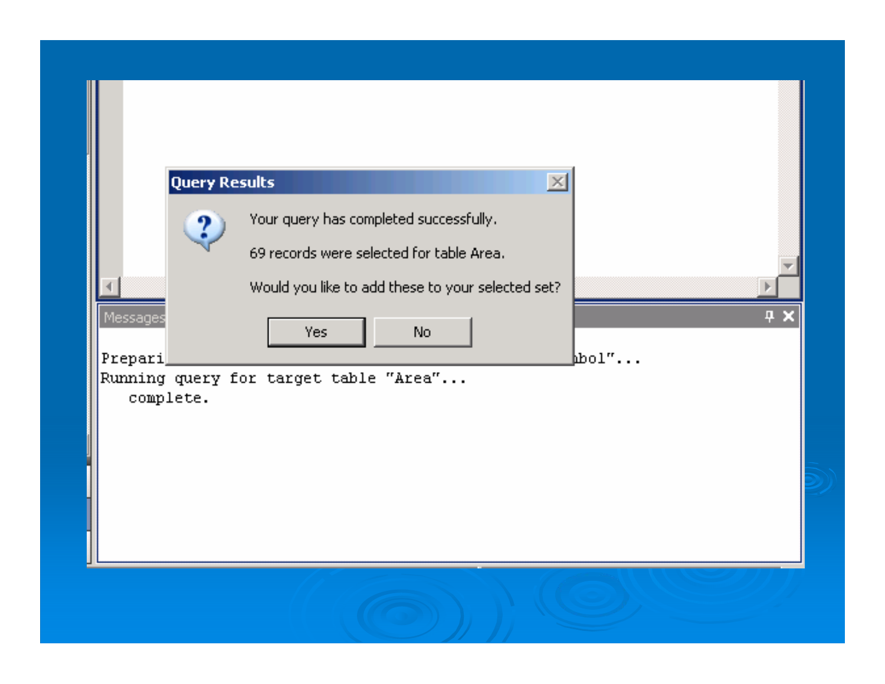**Query Results**

Your query has completed successfully.

69 records were selected for table Area.

Would you like to add these to your selected set?

Yes | No

Messages

```
Prepari                                                    mbol"...
Running query for target table "Area"...
   complete.
```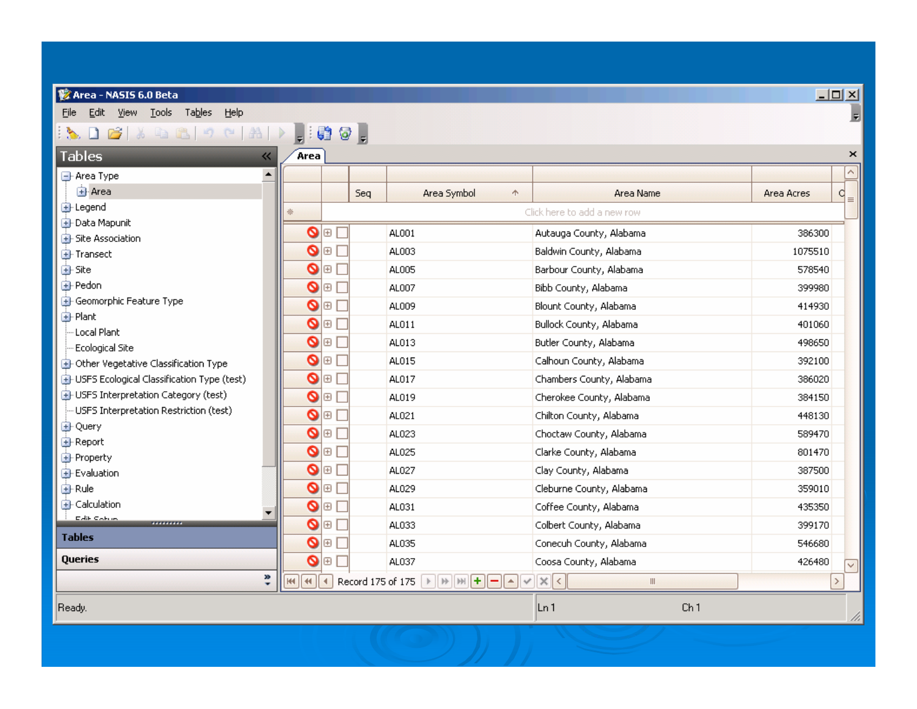Area - NASIS 6.0 Beta

File Edit View Tools Tables Help

**Tables**

- Area Type
  - Area
- Legend
- Data Mapunit
- Site Association
- Transect
- Site
- Pedon
- Geomorphic Feature Type
- Plant
- Local Plant
- Ecological Site
- Other Vegetative Classification Type
- USFS Ecological Classification Type (test)
- USFS Interpretation Category (test)
- USFS Interpretation Restriction (test)
- Query
- Report
- Property
- Evaluation
- Rule
- Calculation
- Edit Setup

**Tables**

**Queries**

**Area**

| Seq | Area Symbol | Area Name | Area Acres |
|---|---|---|---|
| | Click here to add a new row | | |
| | AL001 | Autauga County, Alabama | 386300 |
| | AL003 | Baldwin County, Alabama | 1075510 |
| | AL005 | Barbour County, Alabama | 578540 |
| | AL007 | Bibb County, Alabama | 399980 |
| | AL009 | Blount County, Alabama | 414930 |
| | AL011 | Bullock County, Alabama | 401060 |
| | AL013 | Butler County, Alabama | 498650 |
| | AL015 | Calhoun County, Alabama | 392100 |
| | AL017 | Chambers County, Alabama | 386020 |
| | AL019 | Cherokee County, Alabama | 384150 |
| | AL021 | Chilton County, Alabama | 448130 |
| | AL023 | Choctaw County, Alabama | 589470 |
| | AL025 | Clarke County, Alabama | 801470 |
| | AL027 | Clay County, Alabama | 387500 |
| | AL029 | Cleburne County, Alabama | 359010 |
| | AL031 | Coffee County, Alabama | 435350 |
| | AL033 | Colbert County, Alabama | 399170 |
| | AL035 | Conecuh County, Alabama | 546680 |
| | AL037 | Coosa County, Alabama | 426480 |

Record 175 of 175

Ready. Ln 1 Ch 1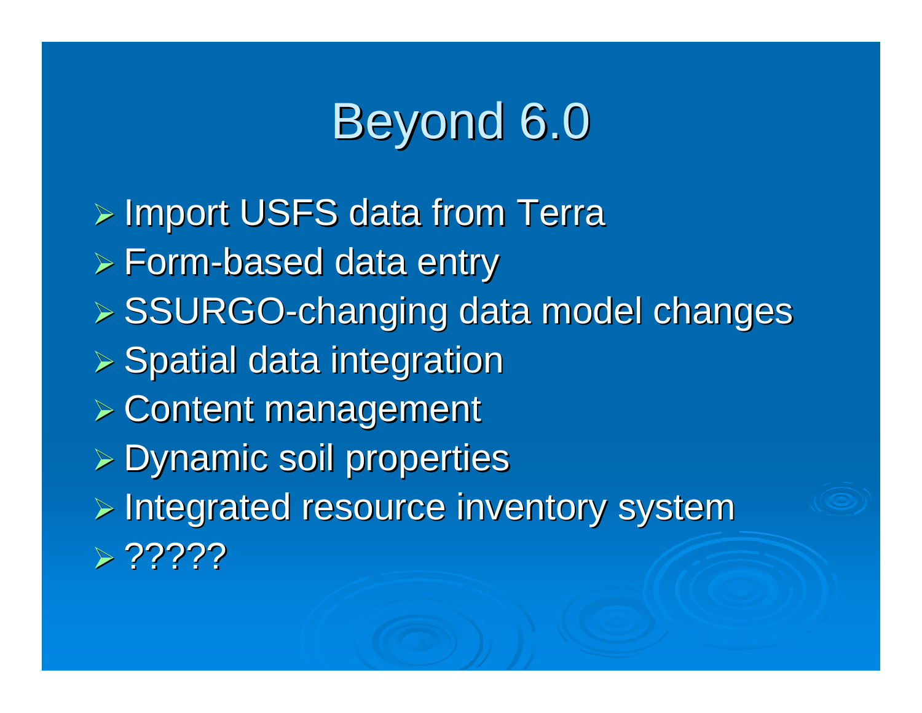# Beyond 6.0

- Import USFS data from Terra
- Form-based data entry
- SSURGO-changing data model changes
- Spatial data integration
- Content management
- Dynamic soil properties
- Integrated resource inventory system
- ?????